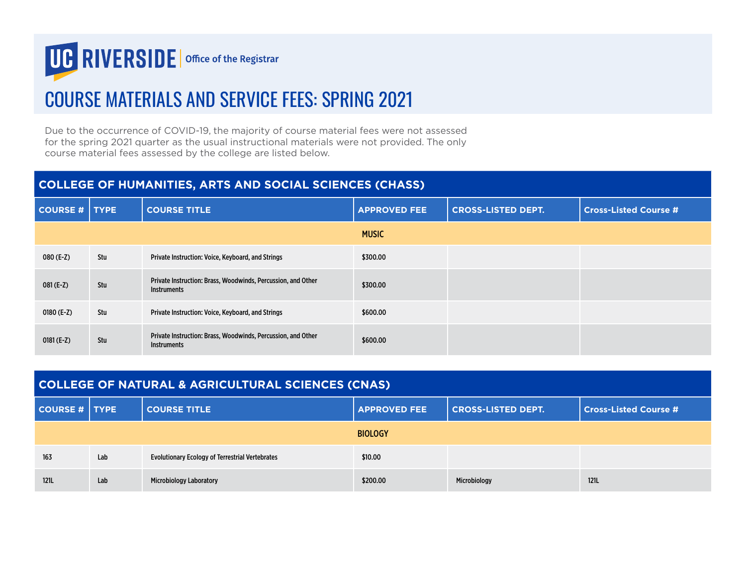UC RIVERSIDE | Office of the Registrar

# COURSE MATERIALS AND SERVICE FEES: SPRING 2021

Due to the occurrence of COVID-19, the majority of course material fees were not assessed for the spring 2021 quarter as the usual instructional materials were not provided. The only course material fees assessed by the college are listed below.

## COLLEGE OF HUMANITIES, ARTS AND SOCIAL SCIENCES (CHASS)

| COURSE # | TYPE | COURSE TITLE | APPROVED FEE | CROSS-LISTED DEPT. | Cross-Listed Course # |
|---|---|---|---|---|---|
| | | | MUSIC | | |
| 080 (E-Z) | Stu | Private Instruction: Voice, Keyboard, and Strings | $300.00 | | |
| 081 (E-Z) | Stu | Private Instruction: Brass, Woodwinds, Percussion, and Other Instruments | $300.00 | | |
| 0180 (E-Z) | Stu | Private Instruction: Voice, Keyboard, and Strings | $600.00 | | |
| 0181 (E-Z) | Stu | Private Instruction: Brass, Woodwinds, Percussion, and Other Instruments | $600.00 | | |

## COLLEGE OF NATURAL & AGRICULTURAL SCIENCES (CNAS)

| COURSE # | TYPE | COURSE TITLE | APPROVED FEE | CROSS-LISTED DEPT. | Cross-Listed Course # |
|---|---|---|---|---|---|
| | | | BIOLOGY | | |
| 163 | Lab | Evolutionary Ecology of Terrestrial Vertebrates | $10.00 | | |
| 121L | Lab | Microbiology Laboratory | $200.00 | Microbiology | 121L |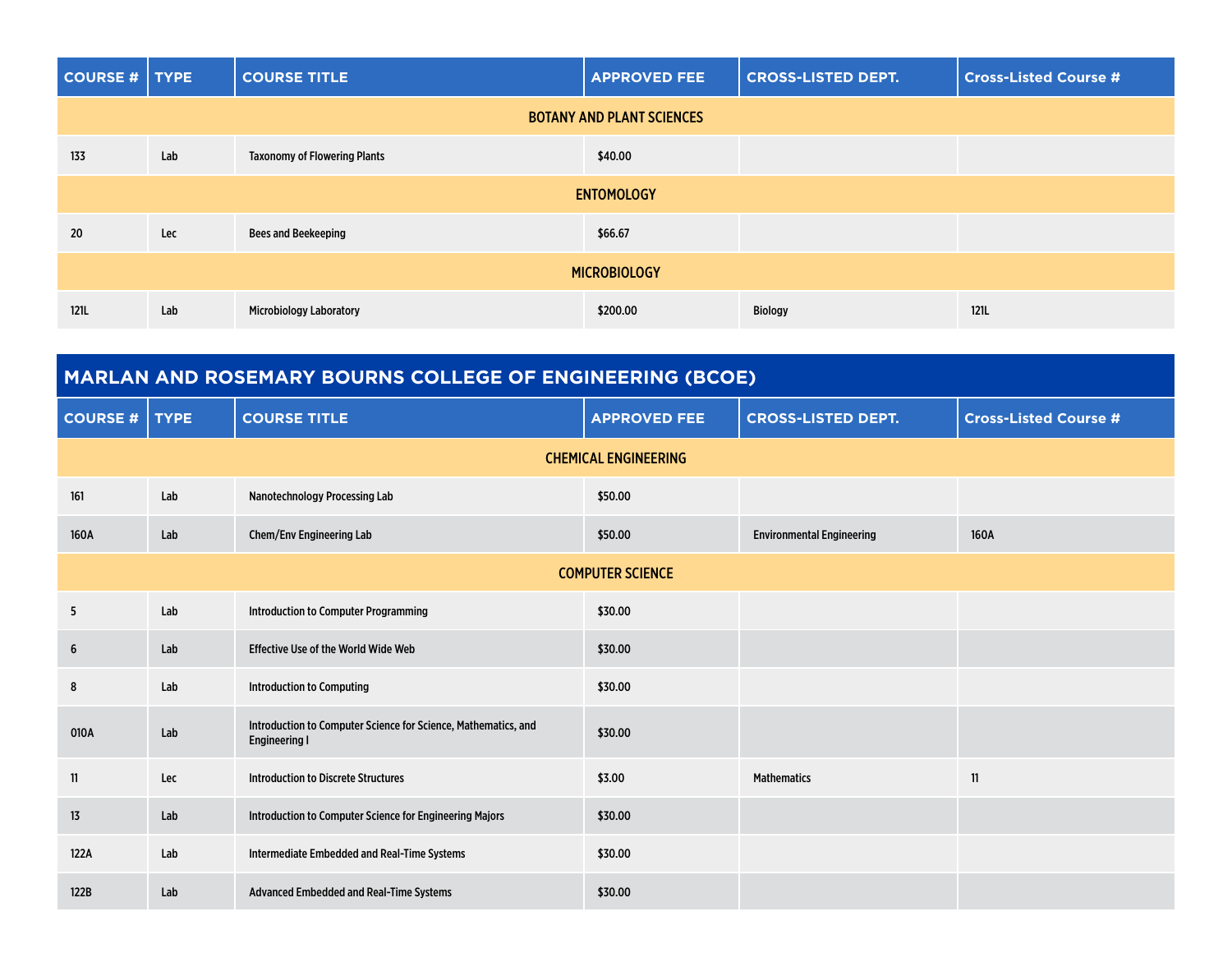| COURSE # | TYPE | COURSE TITLE | APPROVED FEE | CROSS-LISTED DEPT. | Cross-Listed Course # |
|---|---|---|---|---|---|
| **BOTANY AND PLANT SCIENCES** | | | | | |
| 133 | Lab | Taxonomy of Flowering Plants | $40.00 | | |
| **ENTOMOLOGY** | | | | | |
| 20 | Lec | Bees and Beekeeping | $66.67 | | |
| **MICROBIOLOGY** | | | | | |
| 121L | Lab | Microbiology Laboratory | $200.00 | Biology | 121L |

## MARLAN AND ROSEMARY BOURNS COLLEGE OF ENGINEERING (BCOE)

| COURSE # | TYPE | COURSE TITLE | APPROVED FEE | CROSS-LISTED DEPT. | Cross-Listed Course # |
|---|---|---|---|---|---|
| **CHEMICAL ENGINEERING** | | | | | |
| 161 | Lab | Nanotechnology Processing Lab | $50.00 | | |
| 160A | Lab | Chem/Env Engineering Lab | $50.00 | Environmental Engineering | 160A |
| **COMPUTER SCIENCE** | | | | | |
| 5 | Lab | Introduction to Computer Programming | $30.00 | | |
| 6 | Lab | Effective Use of the World Wide Web | $30.00 | | |
| 8 | Lab | Introduction to Computing | $30.00 | | |
| 010A | Lab | Introduction to Computer Science for Science, Mathematics, and Engineering I | $30.00 | | |
| 11 | Lec | Introduction to Discrete Structures | $3.00 | Mathematics | 11 |
| 13 | Lab | Introduction to Computer Science for Engineering Majors | $30.00 | | |
| 122A | Lab | Intermediate Embedded and Real-Time Systems | $30.00 | | |
| 122B | Lab | Advanced Embedded and Real-Time Systems | $30.00 | | |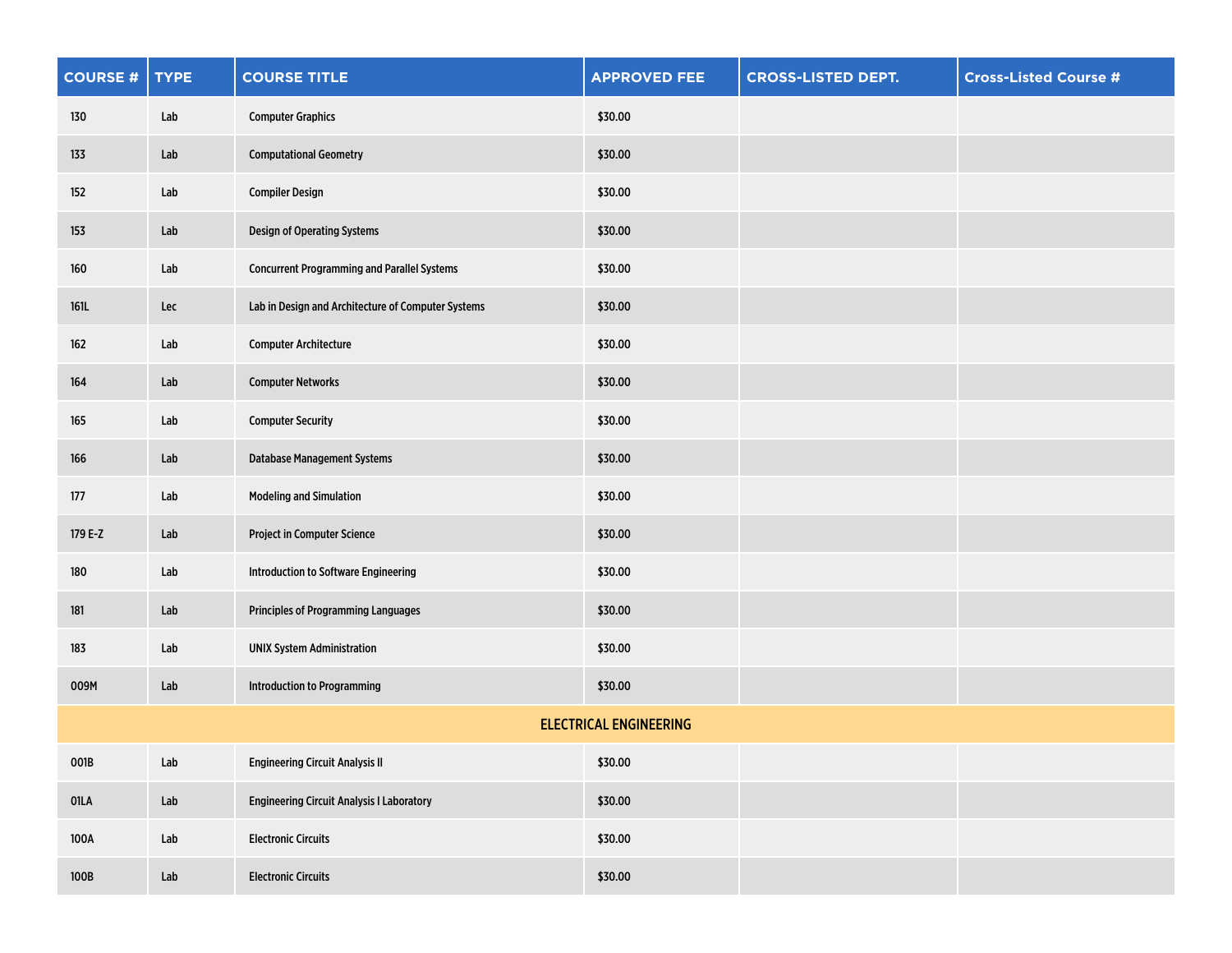| COURSE # | TYPE | COURSE TITLE | APPROVED FEE | CROSS-LISTED DEPT. | Cross-Listed Course # |
|---|---|---|---|---|---|
| 130 | Lab | Computer Graphics | $30.00 | | |
| 133 | Lab | Computational Geometry | $30.00 | | |
| 152 | Lab | Compiler Design | $30.00 | | |
| 153 | Lab | Design of Operating Systems | $30.00 | | |
| 160 | Lab | Concurrent Programming and Parallel Systems | $30.00 | | |
| 161L | Lec | Lab in Design and Architecture of Computer Systems | $30.00 | | |
| 162 | Lab | Computer Architecture | $30.00 | | |
| 164 | Lab | Computer Networks | $30.00 | | |
| 165 | Lab | Computer Security | $30.00 | | |
| 166 | Lab | Database Management Systems | $30.00 | | |
| 177 | Lab | Modeling and Simulation | $30.00 | | |
| 179 E-Z | Lab | Project in Computer Science | $30.00 | | |
| 180 | Lab | Introduction to Software Engineering | $30.00 | | |
| 181 | Lab | Principles of Programming Languages | $30.00 | | |
| 183 | Lab | UNIX System Administration | $30.00 | | |
| 009M | Lab | Introduction to Programming | $30.00 | | |
| **ELECTRICAL ENGINEERING** | | | | | |
| 001B | Lab | Engineering Circuit Analysis II | $30.00 | | |
| 01LA | Lab | Engineering Circuit Analysis I Laboratory | $30.00 | | |
| 100A | Lab | Electronic Circuits | $30.00 | | |
| 100B | Lab | Electronic Circuits | $30.00 | | |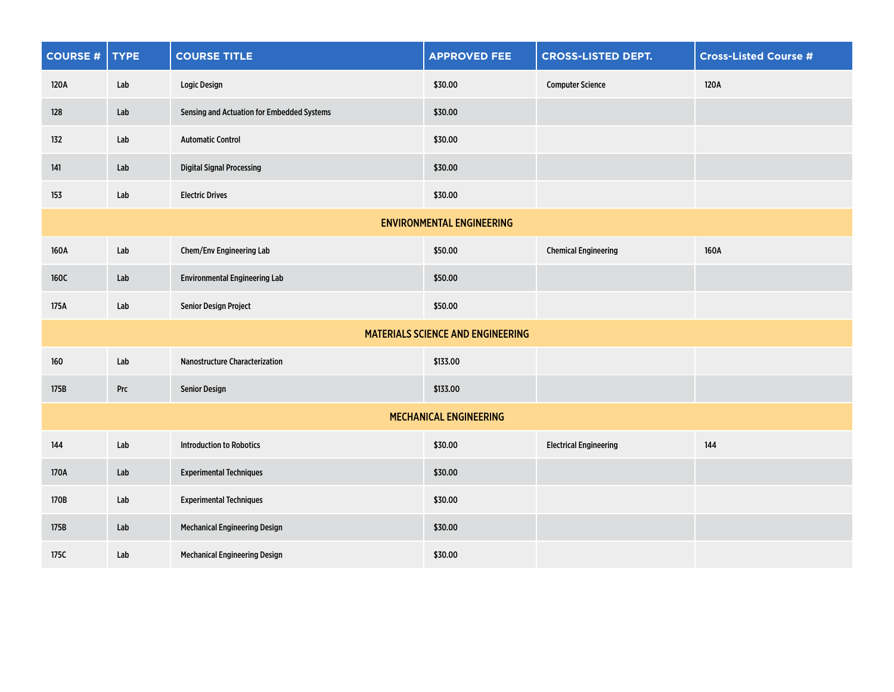| COURSE # | TYPE | COURSE TITLE | APPROVED FEE | CROSS-LISTED DEPT. | Cross-Listed Course # |
|---|---|---|---|---|---|
| 120A | Lab | Logic Design | $30.00 | Computer Science | 120A |
| 128 | Lab | Sensing and Actuation for Embedded Systems | $30.00 | | |
| 132 | Lab | Automatic Control | $30.00 | | |
| 141 | Lab | Digital Signal Processing | $30.00 | | |
| 153 | Lab | Electric Drives | $30.00 | | |
| **ENVIRONMENTAL ENGINEERING** | | | | | |
| 160A | Lab | Chem/Env Engineering Lab | $50.00 | Chemical Engineering | 160A |
| 160C | Lab | Environmental Engineering Lab | $50.00 | | |
| 175A | Lab | Senior Design Project | $50.00 | | |
| **MATERIALS SCIENCE AND ENGINEERING** | | | | | |
| 160 | Lab | Nanostructure Characterization | $133.00 | | |
| 175B | Prc | Senior Design | $133.00 | | |
| **MECHANICAL ENGINEERING** | | | | | |
| 144 | Lab | Introduction to Robotics | $30.00 | Electrical Engineering | 144 |
| 170A | Lab | Experimental Techniques | $30.00 | | |
| 170B | Lab | Experimental Techniques | $30.00 | | |
| 175B | Lab | Mechanical Engineering Design | $30.00 | | |
| 175C | Lab | Mechanical Engineering Design | $30.00 | | |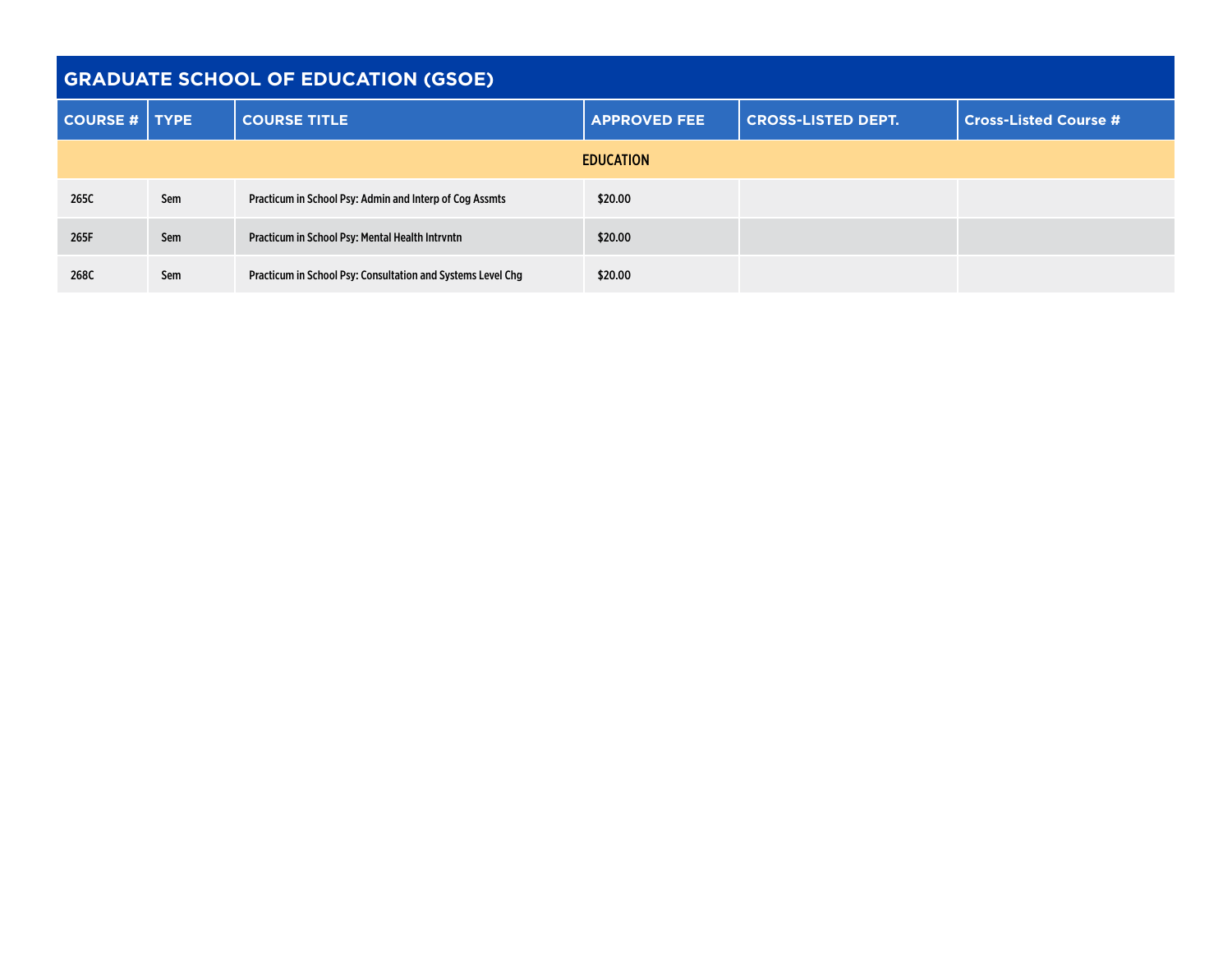| GRADUATE SCHOOL OF EDUCATION (GSOE) | | | | | |
|---|---|---|---|---|---|
| **COURSE #** | **TYPE** | **COURSE TITLE** | **APPROVED FEE** | **CROSS-LISTED DEPT.** | **Cross-Listed Course #** |
| EDUCATION | | | | | |
| 265C | Sem | Practicum in School Psy: Admin and Interp of Cog Assmts | $20.00 | | |
| 265F | Sem | Practicum in School Psy: Mental Health Intrvntn | $20.00 | | |
| 268C | Sem | Practicum in School Psy: Consultation and Systems Level Chg | $20.00 | | |